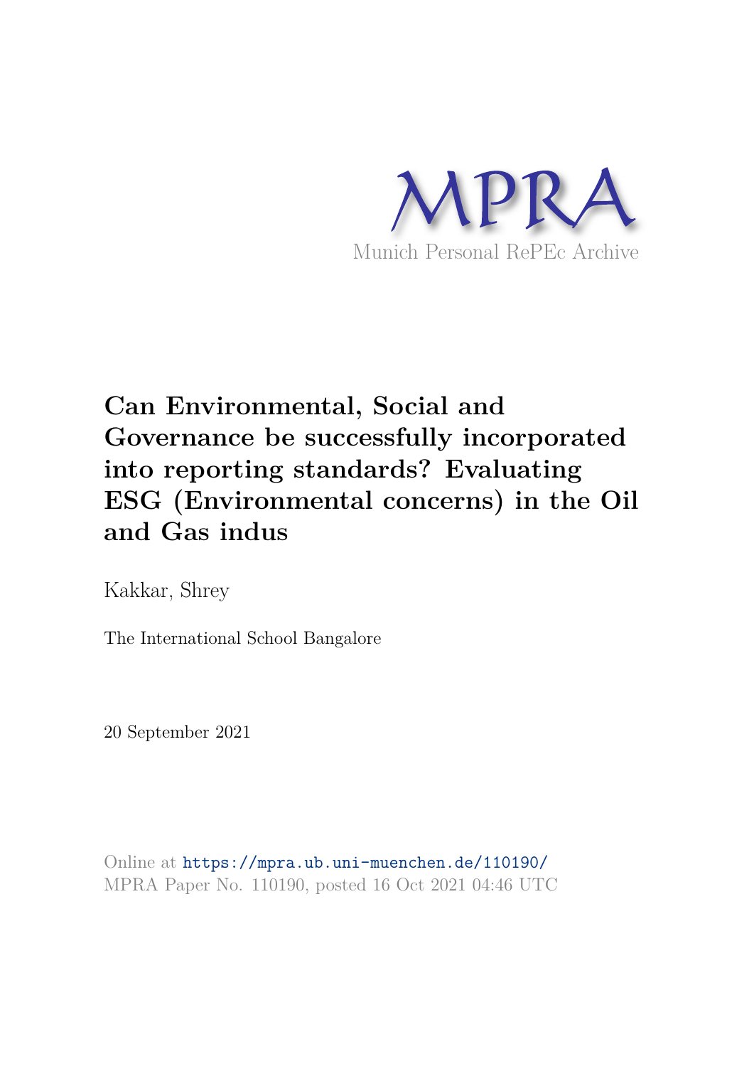MPRA

Munich Personal RePEc Archive

# Can Environmental, Social and Governance be successfully incorporated into reporting standards? Evaluating ESG (Environmental concerns) in the Oil and Gas indus

Kakkar, Shrey

The International School Bangalore

20 September 2021

Online at https://mpra.ub.uni-muenchen.de/110190/
MPRA Paper No. 110190, posted 16 Oct 2021 04:46 UTC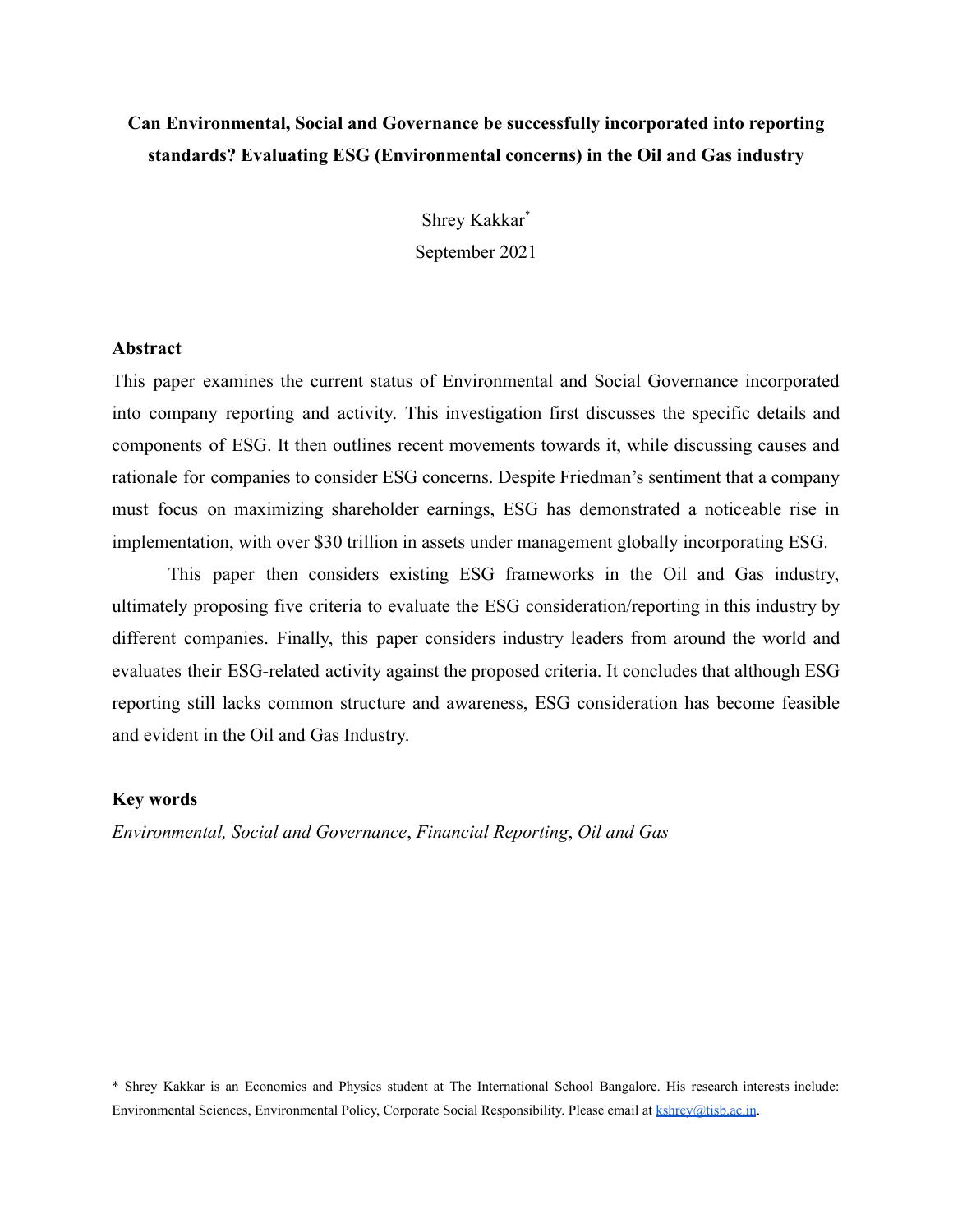# Can Environmental, Social and Governance be successfully incorporated into reporting standards? Evaluating ESG (Environmental concerns) in the Oil and Gas industry

Shrey Kakkar*

September 2021

## Abstract

This paper examines the current status of Environmental and Social Governance incorporated into company reporting and activity. This investigation first discusses the specific details and components of ESG. It then outlines recent movements towards it, while discussing causes and rationale for companies to consider ESG concerns. Despite Friedman's sentiment that a company must focus on maximizing shareholder earnings, ESG has demonstrated a noticeable rise in implementation, with over $30 trillion in assets under management globally incorporating ESG.

This paper then considers existing ESG frameworks in the Oil and Gas industry, ultimately proposing five criteria to evaluate the ESG consideration/reporting in this industry by different companies. Finally, this paper considers industry leaders from around the world and evaluates their ESG-related activity against the proposed criteria. It concludes that although ESG reporting still lacks common structure and awareness, ESG consideration has become feasible and evident in the Oil and Gas Industry.

## Key words

*Environmental, Social and Governance*, *Financial Reporting*, *Oil and Gas*

* Shrey Kakkar is an Economics and Physics student at The International School Bangalore. His research interests include: Environmental Sciences, Environmental Policy, Corporate Social Responsibility. Please email at kshrey@tisb.ac.in.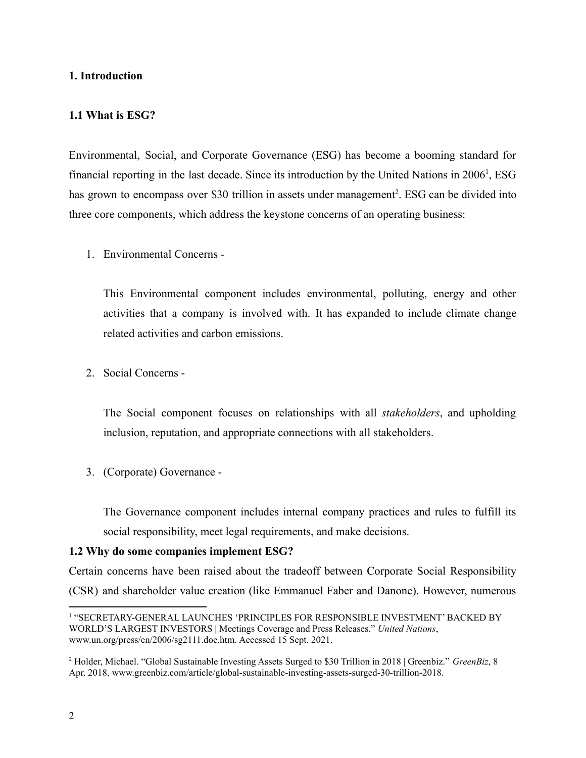# 1. Introduction

## 1.1 What is ESG?

Environmental, Social, and Corporate Governance (ESG) has become a booming standard for financial reporting in the last decade. Since its introduction by the United Nations in 2006[1], ESG has grown to encompass over $30 trillion in assets under management[2]. ESG can be divided into three core components, which address the keystone concerns of an operating business:

1. Environmental Concerns -

   This Environmental component includes environmental, polluting, energy and other activities that a company is involved with. It has expanded to include climate change related activities and carbon emissions.

2. Social Concerns -

   The Social component focuses on relationships with all *stakeholders*, and upholding inclusion, reputation, and appropriate connections with all stakeholders.

3. (Corporate) Governance -

   The Governance component includes internal company practices and rules to fulfill its social responsibility, meet legal requirements, and make decisions.

## 1.2 Why do some companies implement ESG?

Certain concerns have been raised about the tradeoff between Corporate Social Responsibility (CSR) and shareholder value creation (like Emmanuel Faber and Danone). However, numerous

---

[1] "SECRETARY-GENERAL LAUNCHES 'PRINCIPLES FOR RESPONSIBLE INVESTMENT' BACKED BY WORLD'S LARGEST INVESTORS | Meetings Coverage and Press Releases." *United Nations*, www.un.org/press/en/2006/sg2111.doc.htm. Accessed 15 Sept. 2021.

[2] Holder, Michael. "Global Sustainable Investing Assets Surged to $30 Trillion in 2018 | Greenbiz." *GreenBiz*, 8 Apr. 2018, www.greenbiz.com/article/global-sustainable-investing-assets-surged-30-trillion-2018.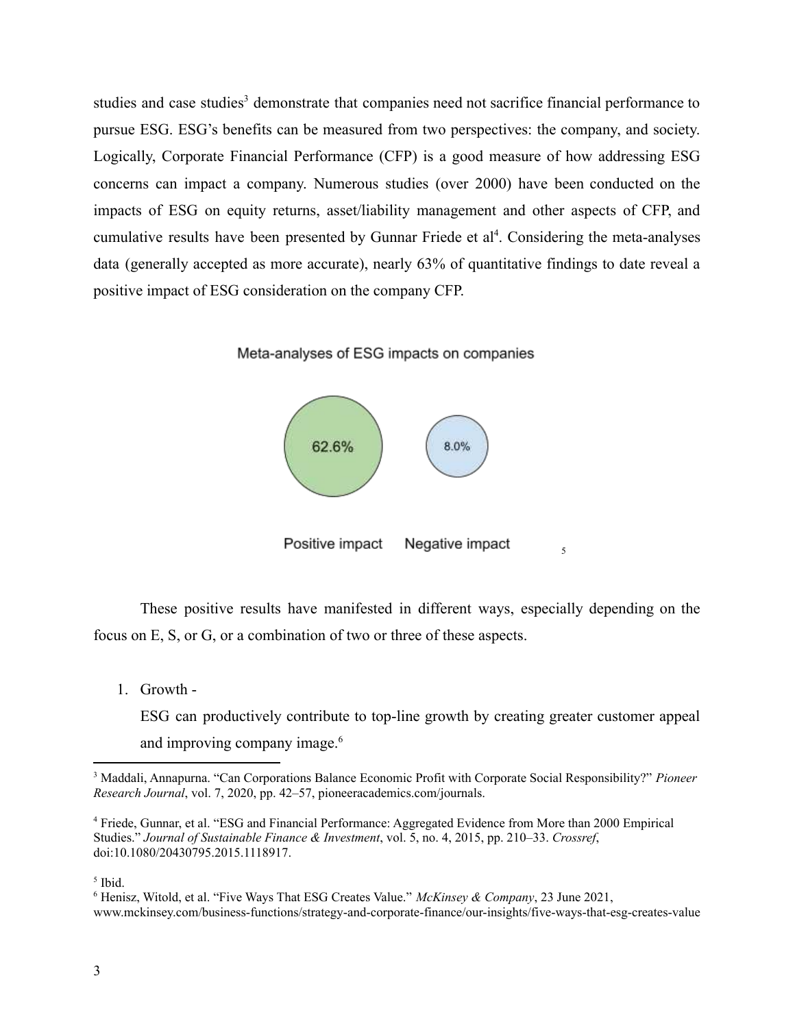studies and case studies[3] demonstrate that companies need not sacrifice financial performance to pursue ESG. ESG's benefits can be measured from two perspectives: the company, and society. Logically, Corporate Financial Performance (CFP) is a good measure of how addressing ESG concerns can impact a company. Numerous studies (over 2000) have been conducted on the impacts of ESG on equity returns, asset/liability management and other aspects of CFP, and cumulative results have been presented by Gunnar Friede et al[4]. Considering the meta-analyses data (generally accepted as more accurate), nearly 63% of quantitative findings to date reveal a positive impact of ESG consideration on the company CFP.

Meta-analyses of ESG impacts on companies

62.6% | 8.0%

Positive impact | Negative impact [5]

These positive results have manifested in different ways, especially depending on the focus on E, S, or G, or a combination of two or three of these aspects.

1. Growth -
   ESG can productively contribute to top-line growth by creating greater customer appeal and improving company image.[6]

---

[3] Maddali, Annapurna. "Can Corporations Balance Economic Profit with Corporate Social Responsibility?" *Pioneer Research Journal*, vol. 7, 2020, pp. 42–57, pioneeracademics.com/journals.

[4] Friede, Gunnar, et al. "ESG and Financial Performance: Aggregated Evidence from More than 2000 Empirical Studies." *Journal of Sustainable Finance & Investment*, vol. 5, no. 4, 2015, pp. 210–33. *Crossref*, doi:10.1080/20430795.2015.1118917.

[5] Ibid.

[6] Henisz, Witold, et al. "Five Ways That ESG Creates Value." *McKinsey & Company*, 23 June 2021, www.mckinsey.com/business-functions/strategy-and-corporate-finance/our-insights/five-ways-that-esg-creates-value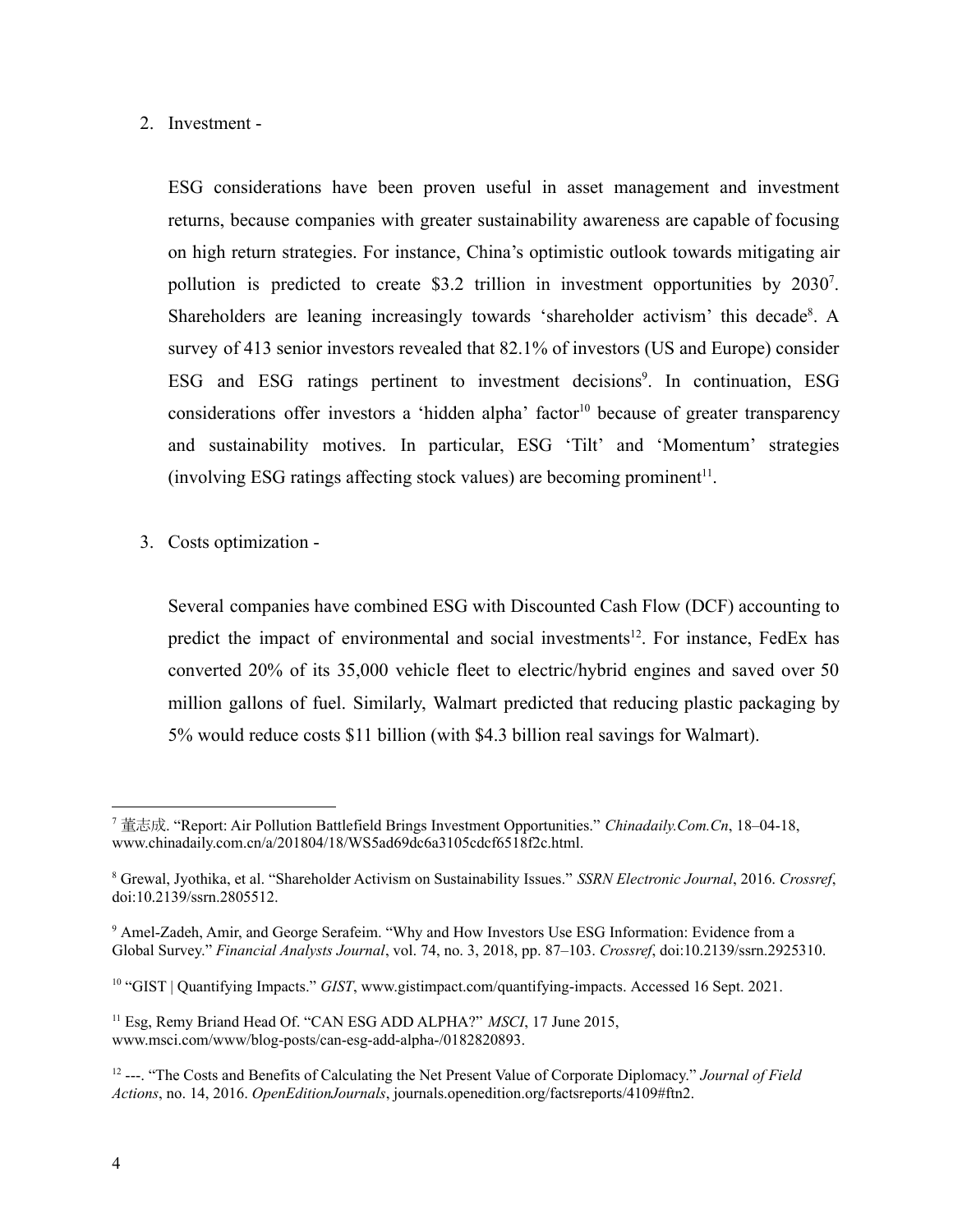2. Investment -

   ESG considerations have been proven useful in asset management and investment returns, because companies with greater sustainability awareness are capable of focusing on high return strategies. For instance, China's optimistic outlook towards mitigating air pollution is predicted to create $3.2 trillion in investment opportunities by 2030[7]. Shareholders are leaning increasingly towards 'shareholder activism' this decade[8]. A survey of 413 senior investors revealed that 82.1% of investors (US and Europe) consider ESG and ESG ratings pertinent to investment decisions[9]. In continuation, ESG considerations offer investors a 'hidden alpha' factor[10] because of greater transparency and sustainability motives. In particular, ESG 'Tilt' and 'Momentum' strategies (involving ESG ratings affecting stock values) are becoming prominent[11].

3. Costs optimization -

   Several companies have combined ESG with Discounted Cash Flow (DCF) accounting to predict the impact of environmental and social investments[12]. For instance, FedEx has converted 20% of its 35,000 vehicle fleet to electric/hybrid engines and saved over 50 million gallons of fuel. Similarly, Walmart predicted that reducing plastic packaging by 5% would reduce costs $11 billion (with $4.3 billion real savings for Walmart).

---

[7] 董志成. "Report: Air Pollution Battlefield Brings Investment Opportunities." *Chinadaily.Com.Cn*, 18–04-18, www.chinadaily.com.cn/a/201804/18/WS5ad69dc6a3105cdcf6518f2c.html.

[8] Grewal, Jyothika, et al. "Shareholder Activism on Sustainability Issues." *SSRN Electronic Journal*, 2016. *Crossref*, doi:10.2139/ssrn.2805512.

[9] Amel-Zadeh, Amir, and George Serafeim. "Why and How Investors Use ESG Information: Evidence from a Global Survey." *Financial Analysts Journal*, vol. 74, no. 3, 2018, pp. 87–103. *Crossref*, doi:10.2139/ssrn.2925310.

[10] "GIST | Quantifying Impacts." *GIST*, www.gistimpact.com/quantifying-impacts. Accessed 16 Sept. 2021.

[11] Esg, Remy Briand Head Of. "CAN ESG ADD ALPHA?" *MSCI*, 17 June 2015, www.msci.com/www/blog-posts/can-esg-add-alpha-/0182820893.

[12] ---. "The Costs and Benefits of Calculating the Net Present Value of Corporate Diplomacy." *Journal of Field Actions*, no. 14, 2016. *OpenEditionJournals*, journals.openedition.org/factsreports/4109#ftn2.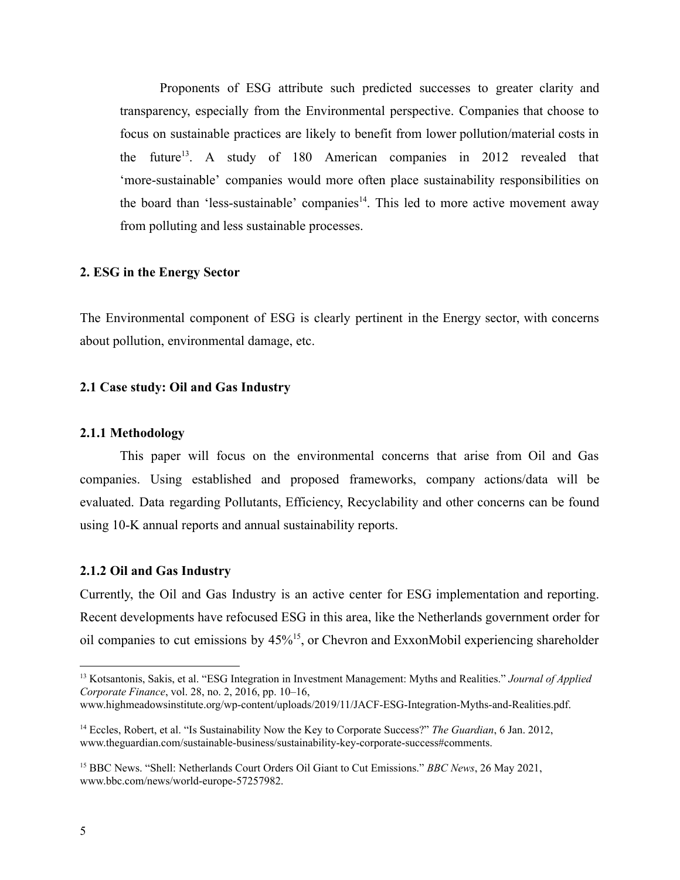Proponents of ESG attribute such predicted successes to greater clarity and transparency, especially from the Environmental perspective. Companies that choose to focus on sustainable practices are likely to benefit from lower pollution/material costs in the future[13]. A study of 180 American companies in 2012 revealed that 'more-sustainable' companies would more often place sustainability responsibilities on the board than 'less-sustainable' companies[14]. This led to more active movement away from polluting and less sustainable processes.

## 2. ESG in the Energy Sector

The Environmental component of ESG is clearly pertinent in the Energy sector, with concerns about pollution, environmental damage, etc.

### 2.1 Case study: Oil and Gas Industry

#### 2.1.1 Methodology

This paper will focus on the environmental concerns that arise from Oil and Gas companies. Using established and proposed frameworks, company actions/data will be evaluated. Data regarding Pollutants, Efficiency, Recyclability and other concerns can be found using 10-K annual reports and annual sustainability reports.

#### 2.1.2 Oil and Gas Industry

Currently, the Oil and Gas Industry is an active center for ESG implementation and reporting. Recent developments have refocused ESG in this area, like the Netherlands government order for oil companies to cut emissions by 45%[15], or Chevron and ExxonMobil experiencing shareholder

---

[13] Kotsantonis, Sakis, et al. "ESG Integration in Investment Management: Myths and Realities." *Journal of Applied Corporate Finance*, vol. 28, no. 2, 2016, pp. 10–16, www.highmeadowsinstitute.org/wp-content/uploads/2019/11/JACF-ESG-Integration-Myths-and-Realities.pdf.

[14] Eccles, Robert, et al. "Is Sustainability Now the Key to Corporate Success?" *The Guardian*, 6 Jan. 2012, www.theguardian.com/sustainable-business/sustainability-key-corporate-success#comments.

[15] BBC News. "Shell: Netherlands Court Orders Oil Giant to Cut Emissions." *BBC News*, 26 May 2021, www.bbc.com/news/world-europe-57257982.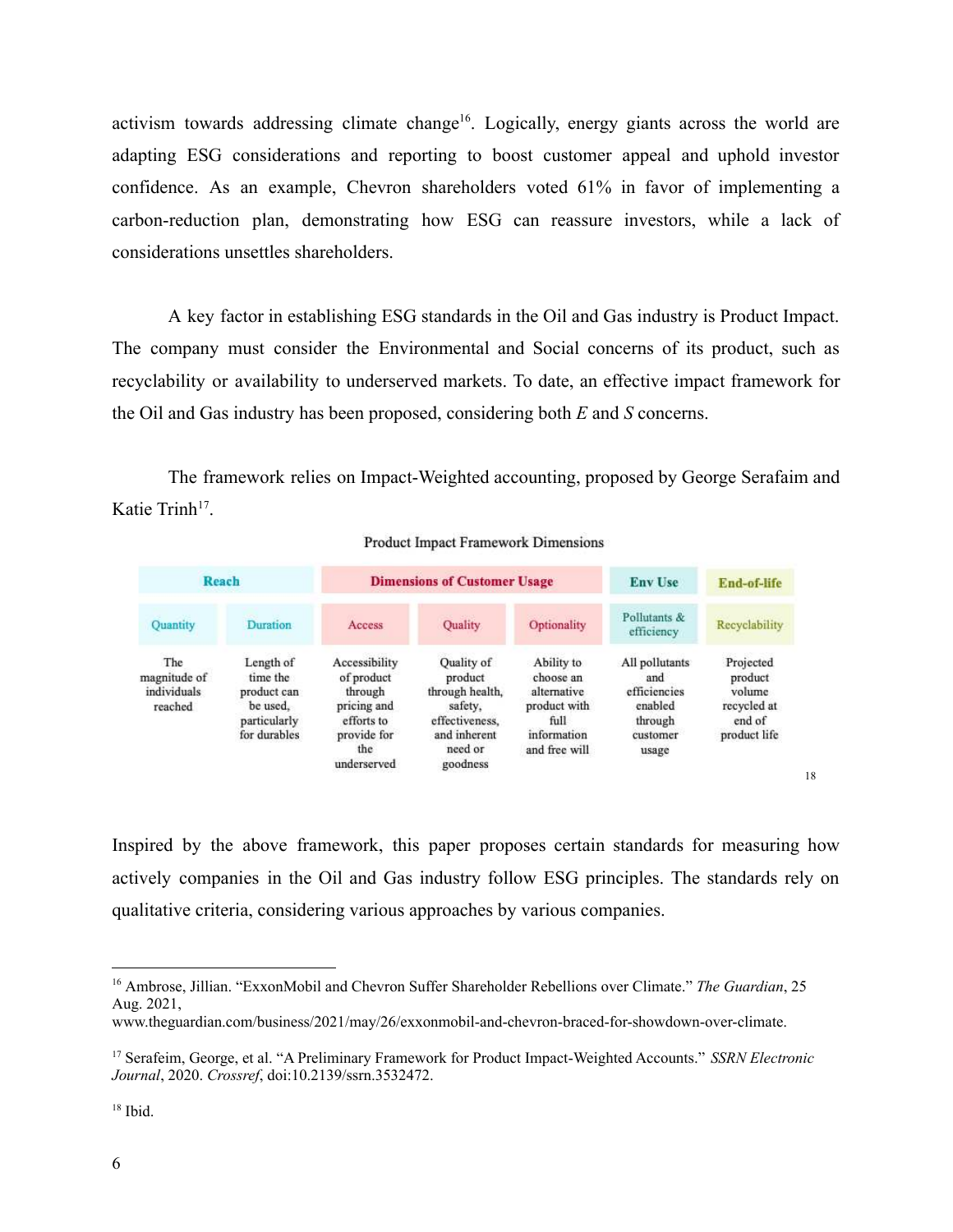activism towards addressing climate change[16]. Logically, energy giants across the world are adapting ESG considerations and reporting to boost customer appeal and uphold investor confidence. As an example, Chevron shareholders voted 61% in favor of implementing a carbon-reduction plan, demonstrating how ESG can reassure investors, while a lack of considerations unsettles shareholders.

A key factor in establishing ESG standards in the Oil and Gas industry is Product Impact. The company must consider the Environmental and Social concerns of its product, such as recyclability or availability to underserved markets. To date, an effective impact framework for the Oil and Gas industry has been proposed, considering both *E* and *S* concerns.

The framework relies on Impact-Weighted accounting, proposed by George Serafaim and Katie Trinh[17].

Product Impact Framework Dimensions

| Reach | | Dimensions of Customer Usage | | | Env Use | End-of-life |
|---|---|---|---|---|---|---|
| Quantity | Duration | Access | Quality | Optionality | Pollutants & efficiency | Recyclability |
| The magnitude of individuals reached | Length of time the product can be used, particularly for durables | Accessibility of product through pricing and efforts to provide for the underserved | Quality of product through health, safety, effectiveness, and inherent need or goodness | Ability to choose an alternative product with full information and free will | All pollutants and efficiencies enabled through customer usage | Projected product volume recycled at end of product life |

[18]

Inspired by the above framework, this paper proposes certain standards for measuring how actively companies in the Oil and Gas industry follow ESG principles. The standards rely on qualitative criteria, considering various approaches by various companies.

---

[16] Ambrose, Jillian. "ExxonMobil and Chevron Suffer Shareholder Rebellions over Climate." *The Guardian*, 25 Aug. 2021, www.theguardian.com/business/2021/may/26/exxonmobil-and-chevron-braced-for-showdown-over-climate.

[17] Serafeim, George, et al. "A Preliminary Framework for Product Impact-Weighted Accounts." *SSRN Electronic Journal*, 2020. *Crossref*, doi:10.2139/ssrn.3532472.

[18] Ibid.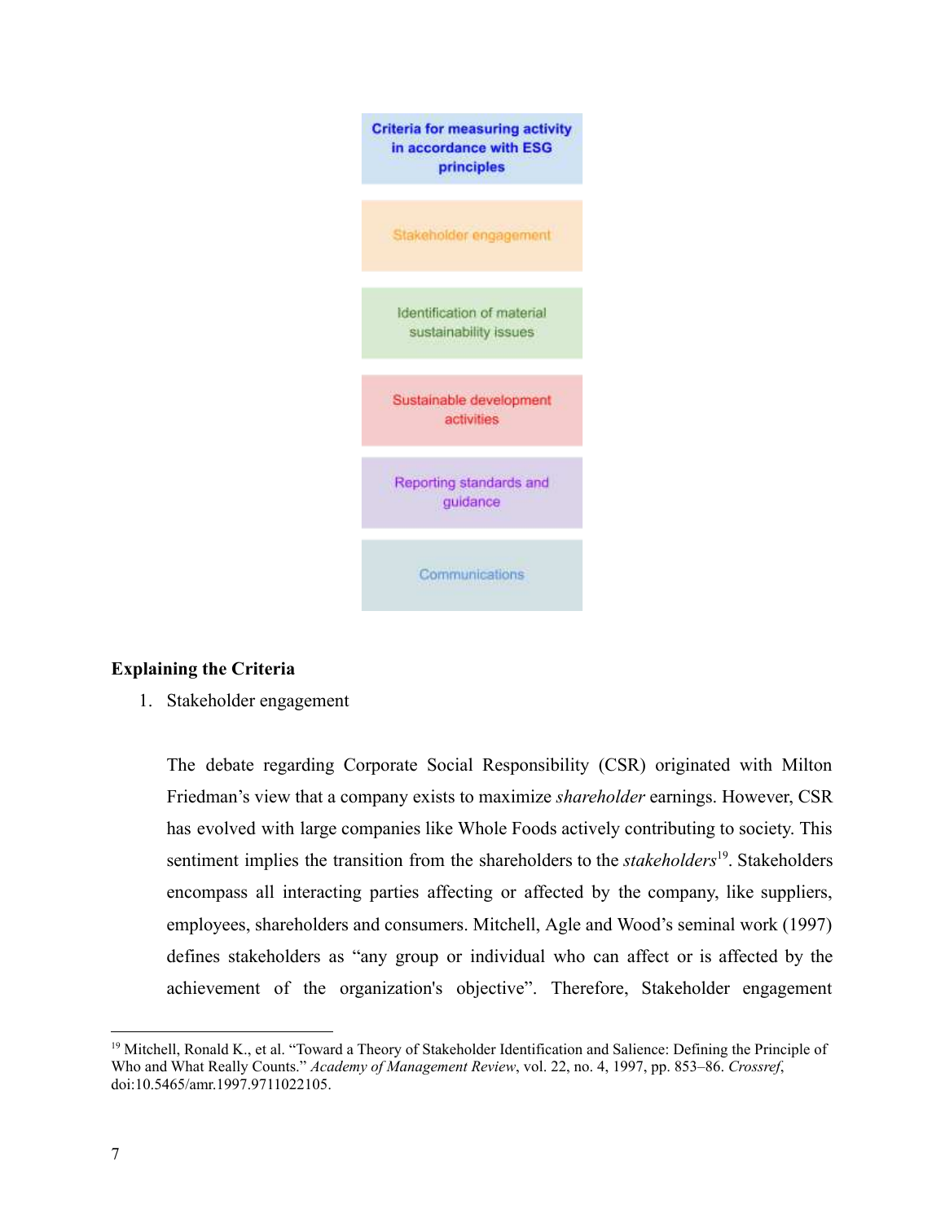**Criteria for measuring activity in accordance with ESG principles**

Stakeholder engagement

Identification of material sustainability issues

Sustainable development activities

Reporting standards and guidance

Communications

**Explaining the Criteria**

1. Stakeholder engagement

The debate regarding Corporate Social Responsibility (CSR) originated with Milton Friedman's view that a company exists to maximize *shareholder* earnings. However, CSR has evolved with large companies like Whole Foods actively contributing to society. This sentiment implies the transition from the shareholders to the *stakeholders*[19]. Stakeholders encompass all interacting parties affecting or affected by the company, like suppliers, employees, shareholders and consumers. Mitchell, Agle and Wood's seminal work (1997) defines stakeholders as "any group or individual who can affect or is affected by the achievement of the organization's objective". Therefore, Stakeholder engagement

---

[19] Mitchell, Ronald K., et al. "Toward a Theory of Stakeholder Identification and Salience: Defining the Principle of Who and What Really Counts." *Academy of Management Review*, vol. 22, no. 4, 1997, pp. 853–86. *Crossref*, doi:10.5465/amr.1997.9711022105.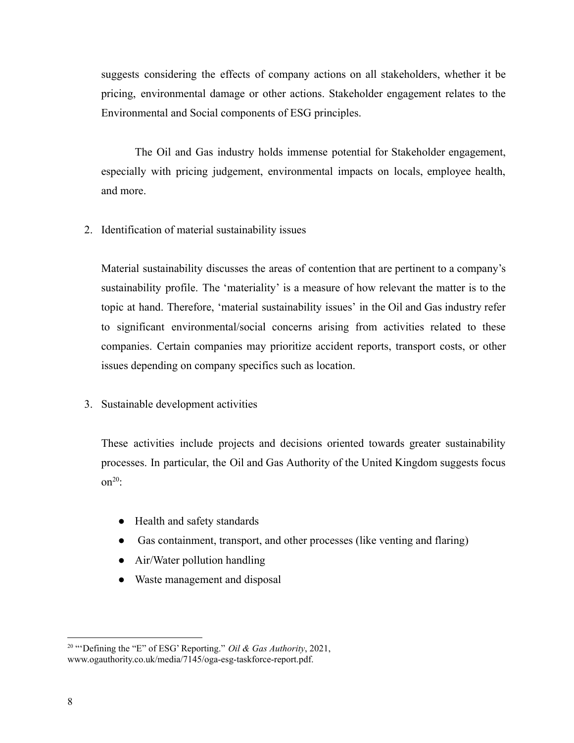suggests considering the effects of company actions on all stakeholders, whether it be pricing, environmental damage or other actions. Stakeholder engagement relates to the Environmental and Social components of ESG principles.

The Oil and Gas industry holds immense potential for Stakeholder engagement, especially with pricing judgement, environmental impacts on locals, employee health, and more.

2. Identification of material sustainability issues

   Material sustainability discusses the areas of contention that are pertinent to a company's sustainability profile. The 'materiality' is a measure of how relevant the matter is to the topic at hand. Therefore, 'material sustainability issues' in the Oil and Gas industry refer to significant environmental/social concerns arising from activities related to these companies. Certain companies may prioritize accident reports, transport costs, or other issues depending on company specifics such as location.

3. Sustainable development activities

   These activities include projects and decisions oriented towards greater sustainability processes. In particular, the Oil and Gas Authority of the United Kingdom suggests focus on[20]:

   - Health and safety standards
   - Gas containment, transport, and other processes (like venting and flaring)
   - Air/Water pollution handling
   - Waste management and disposal

---

[20] "'Defining the "E" of ESG' Reporting." *Oil & Gas Authority*, 2021, www.ogauthority.co.uk/media/7145/oga-esg-taskforce-report.pdf.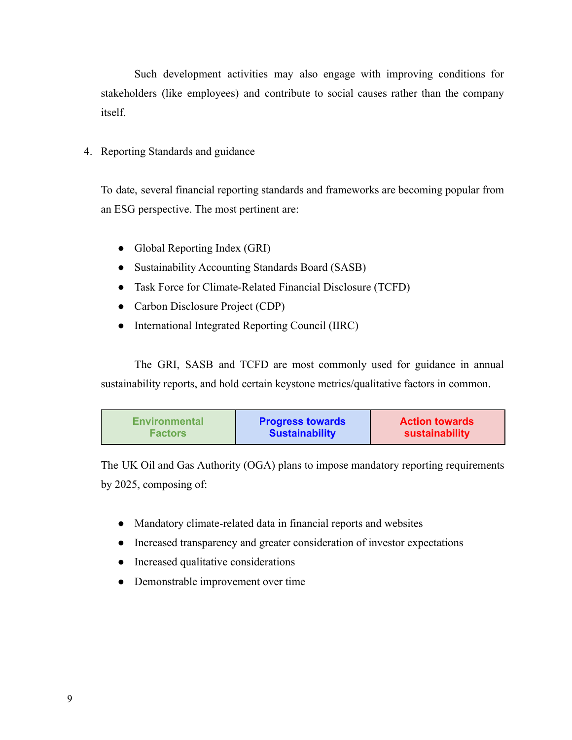Such development activities may also engage with improving conditions for stakeholders (like employees) and contribute to social causes rather than the company itself.

4. Reporting Standards and guidance

To date, several financial reporting standards and frameworks are becoming popular from an ESG perspective. The most pertinent are:

- Global Reporting Index (GRI)
- Sustainability Accounting Standards Board (SASB)
- Task Force for Climate-Related Financial Disclosure (TCFD)
- Carbon Disclosure Project (CDP)
- International Integrated Reporting Council (IIRC)

The GRI, SASB and TCFD are most commonly used for guidance in annual sustainability reports, and hold certain keystone metrics/qualitative factors in common.

| Environmental Factors | Progress towards Sustainability | Action towards sustainability |
|---|---|---|

The UK Oil and Gas Authority (OGA) plans to impose mandatory reporting requirements by 2025, composing of:

- Mandatory climate-related data in financial reports and websites
- Increased transparency and greater consideration of investor expectations
- Increased qualitative considerations
- Demonstrable improvement over time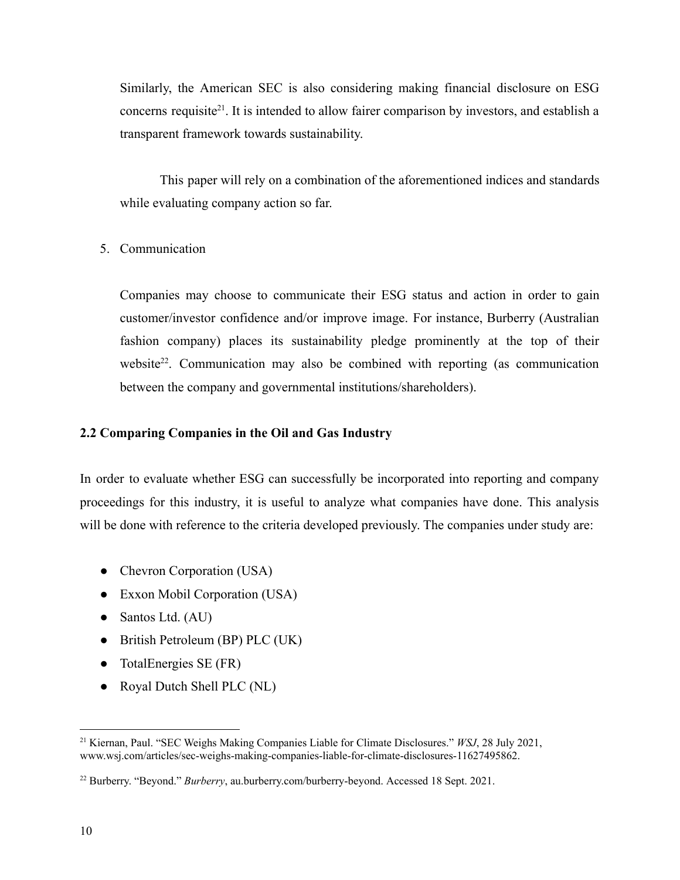Similarly, the American SEC is also considering making financial disclosure on ESG concerns requisite[21]. It is intended to allow fairer comparison by investors, and establish a transparent framework towards sustainability.

This paper will rely on a combination of the aforementioned indices and standards while evaluating company action so far.

5. Communication

   Companies may choose to communicate their ESG status and action in order to gain customer/investor confidence and/or improve image. For instance, Burberry (Australian fashion company) places its sustainability pledge prominently at the top of their website[22]. Communication may also be combined with reporting (as communication between the company and governmental institutions/shareholders).

**2.2 Comparing Companies in the Oil and Gas Industry**

In order to evaluate whether ESG can successfully be incorporated into reporting and company proceedings for this industry, it is useful to analyze what companies have done. This analysis will be done with reference to the criteria developed previously. The companies under study are:

- Chevron Corporation (USA)
- Exxon Mobil Corporation (USA)
- Santos Ltd. (AU)
- British Petroleum (BP) PLC (UK)
- TotalEnergies SE (FR)
- Royal Dutch Shell PLC (NL)

---

[21] Kiernan, Paul. "SEC Weighs Making Companies Liable for Climate Disclosures." *WSJ*, 28 July 2021, www.wsj.com/articles/sec-weighs-making-companies-liable-for-climate-disclosures-11627495862.

[22] Burberry. "Beyond." *Burberry*, au.burberry.com/burberry-beyond. Accessed 18 Sept. 2021.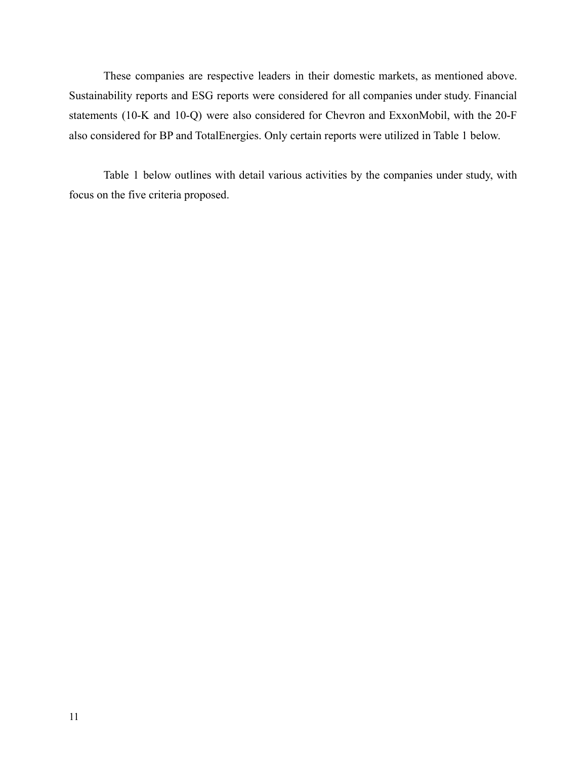These companies are respective leaders in their domestic markets, as mentioned above. Sustainability reports and ESG reports were considered for all companies under study. Financial statements (10-K and 10-Q) were also considered for Chevron and ExxonMobil, with the 20-F also considered for BP and TotalEnergies. Only certain reports were utilized in Table 1 below.

Table 1 below outlines with detail various activities by the companies under study, with focus on the five criteria proposed.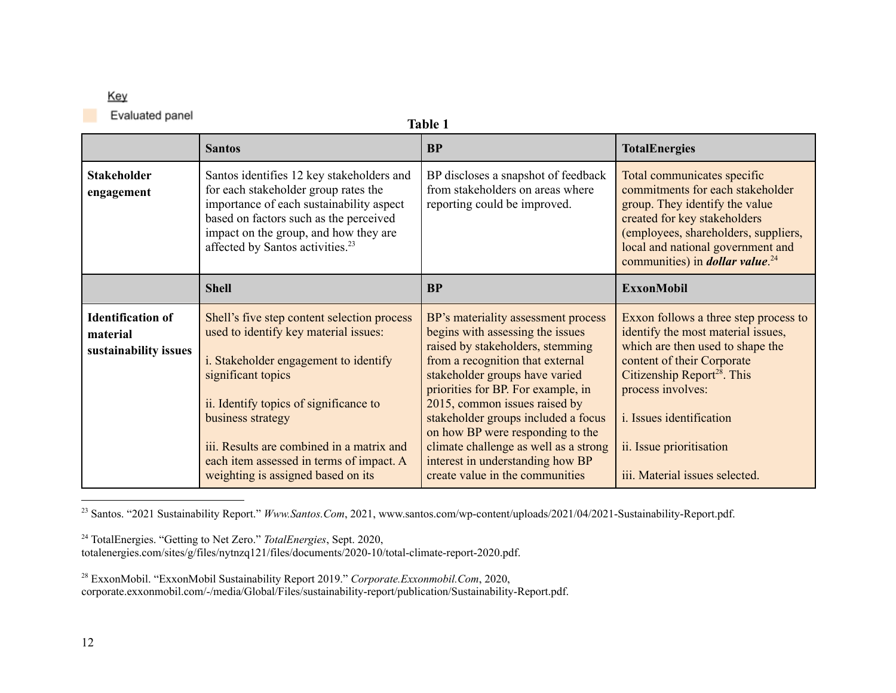Key

Evaluated panel

**Table 1**

| | **Santos** | **BP** | **TotalEnergies** |
|---|---|---|---|
| **Stakeholder engagement** | Santos identifies 12 key stakeholders and for each stakeholder group rates the importance of each sustainability aspect based on factors such as the perceived impact on the group, and how they are affected by Santos activities.[23] | BP discloses a snapshot of feedback from stakeholders on areas where reporting could be improved. | Total communicates specific commitments for each stakeholder group. They identify the value created for key stakeholders (employees, shareholders, suppliers, local and national government and communities) in ***dollar value***.[24] |
| | **Shell** | **BP** | **ExxonMobil** |
| **Identification of material sustainability issues** | Shell's five step content selection process used to identify key material issues:<br><br>i. Stakeholder engagement to identify significant topics<br><br>ii. Identify topics of significance to business strategy<br><br>iii. Results are combined in a matrix and each item assessed in terms of impact. A weighting is assigned based on its | BP's materiality assessment process begins with assessing the issues raised by stakeholders, stemming from a recognition that external stakeholder groups have varied priorities for BP. For example, in 2015, common issues raised by stakeholder groups included a focus on how BP were responding to the climate challenge as well as a strong interest in understanding how BP create value in the communities | Exxon follows a three step process to identify the most material issues, which are then used to shape the content of their Corporate Citizenship Report[28]. This process involves:<br><br>i. Issues identification<br><br>ii. Issue prioritisation<br><br>iii. Material issues selected. |

[23] Santos. "2021 Sustainability Report." *Www.Santos.Com*, 2021, www.santos.com/wp-content/uploads/2021/04/2021-Sustainability-Report.pdf.

[24] TotalEnergies. "Getting to Net Zero." *TotalEnergies*, Sept. 2020, totalenergies.com/sites/g/files/nytnzq121/files/documents/2020-10/total-climate-report-2020.pdf.

[28] ExxonMobil. "ExxonMobil Sustainability Report 2019." *Corporate.Exxonmobil.Com*, 2020, corporate.exxonmobil.com/-/media/Global/Files/sustainability-report/publication/Sustainability-Report.pdf.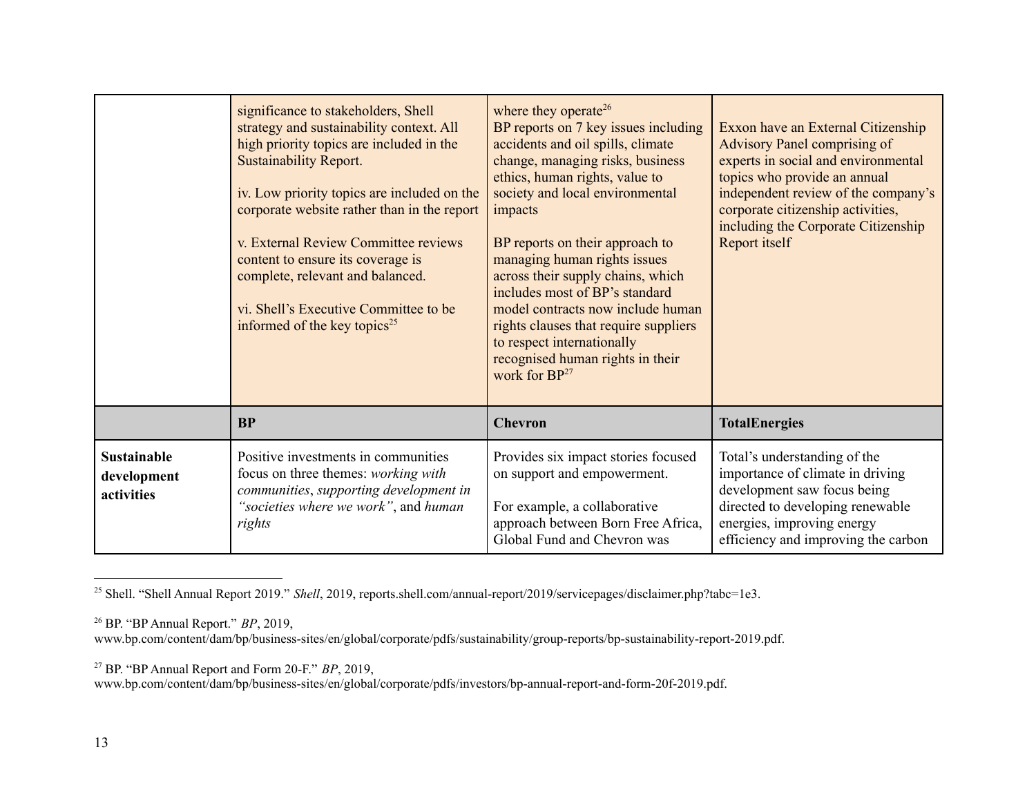| | | | |
|---|---|---|---|
| | significance to stakeholders, Shell strategy and sustainability context. All high priority topics are included in the Sustainability Report.<br><br>iv. Low priority topics are included on the corporate website rather than in the report<br><br>v. External Review Committee reviews content to ensure its coverage is complete, relevant and balanced.<br><br>vi. Shell's Executive Committee to be informed of the key topics[25] | where they operate[26]<br>BP reports on 7 key issues including accidents and oil spills, climate change, managing risks, business ethics, human rights, value to society and local environmental impacts<br><br>BP reports on their approach to managing human rights issues across their supply chains, which includes most of BP's standard model contracts now include human rights clauses that require suppliers to respect internationally recognised human rights in their work for BP[27] | Exxon have an External Citizenship Advisory Panel comprising of experts in social and environmental topics who provide an annual independent review of the company's corporate citizenship activities, including the Corporate Citizenship Report itself |
| | **BP** | **Chevron** | **TotalEnergies** |
| **Sustainable development activities** | Positive investments in communities focus on three themes: *working with communities*, *supporting development in "societies where we work"*, and *human rights* | Provides six impact stories focused on support and empowerment.<br><br>For example, a collaborative approach between Born Free Africa, Global Fund and Chevron was | Total's understanding of the importance of climate in driving development saw focus being directed to developing renewable energies, improving energy efficiency and improving the carbon |

[25] Shell. "Shell Annual Report 2019." *Shell*, 2019, reports.shell.com/annual-report/2019/servicepages/disclaimer.php?tabc=1e3.

[26] BP. "BP Annual Report." *BP*, 2019, www.bp.com/content/dam/bp/business-sites/en/global/corporate/pdfs/sustainability/group-reports/bp-sustainability-report-2019.pdf.

[27] BP. "BP Annual Report and Form 20-F." *BP*, 2019, www.bp.com/content/dam/bp/business-sites/en/global/corporate/pdfs/investors/bp-annual-report-and-form-20f-2019.pdf.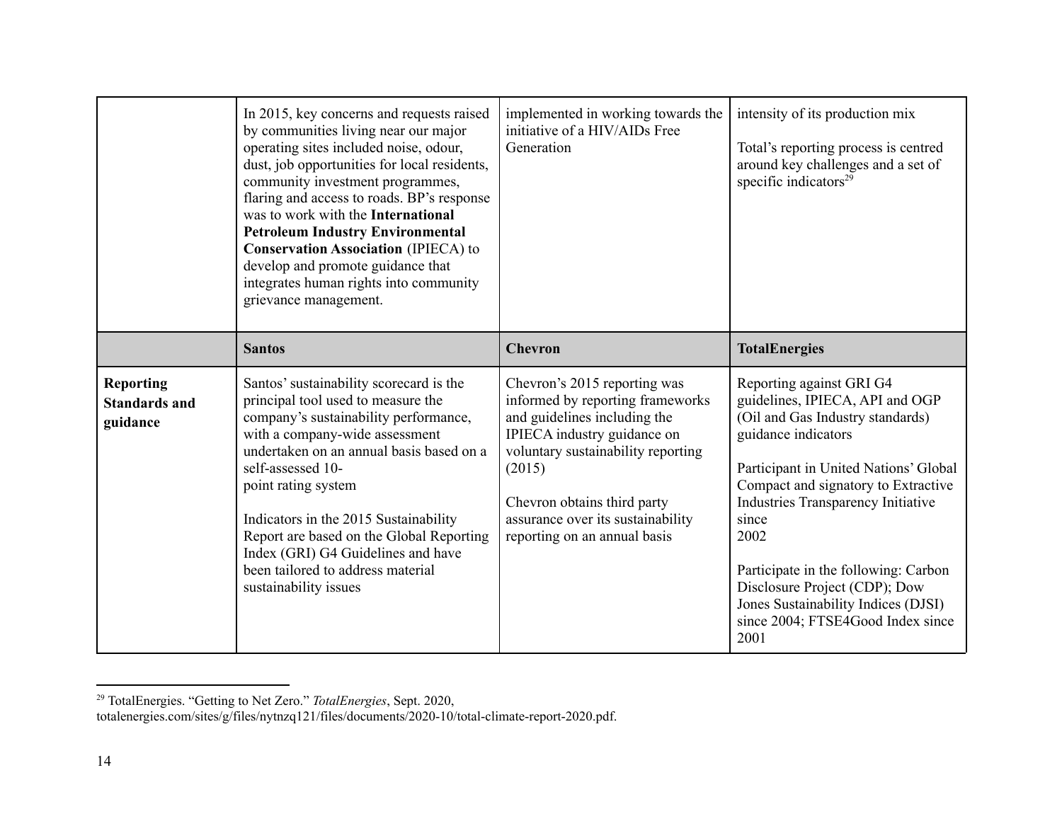| | | | |
|---|---|---|---|
| | In 2015, key concerns and requests raised by communities living near our major operating sites included noise, odour, dust, job opportunities for local residents, community investment programmes, flaring and access to roads. BP's response was to work with the **International Petroleum Industry Environmental Conservation Association** (IPIECA) to develop and promote guidance that integrates human rights into community grievance management. | implemented in working towards the initiative of a HIV/AIDs Free Generation | intensity of its production mix<br><br>Total's reporting process is centred around key challenges and a set of specific indicators[29] |
| | **Santos** | **Chevron** | **TotalEnergies** |
| **Reporting Standards and guidance** | Santos' sustainability scorecard is the principal tool used to measure the company's sustainability performance, with a company-wide assessment undertaken on an annual basis based on a self-assessed 10-point rating system<br><br>Indicators in the 2015 Sustainability Report are based on the Global Reporting Index (GRI) G4 Guidelines and have been tailored to address material sustainability issues | Chevron's 2015 reporting was informed by reporting frameworks and guidelines including the IPIECA industry guidance on voluntary sustainability reporting (2015)<br><br>Chevron obtains third party assurance over its sustainability reporting on an annual basis | Reporting against GRI G4 guidelines, IPIECA, API and OGP (Oil and Gas Industry standards) guidance indicators<br><br>Participant in United Nations' Global Compact and signatory to Extractive Industries Transparency Initiative since 2002<br><br>Participate in the following: Carbon Disclosure Project (CDP); Dow Jones Sustainability Indices (DJSI) since 2004; FTSE4Good Index since 2001 |

[29] TotalEnergies. "Getting to Net Zero." *TotalEnergies*, Sept. 2020, totalenergies.com/sites/g/files/nytnzq121/files/documents/2020-10/total-climate-report-2020.pdf.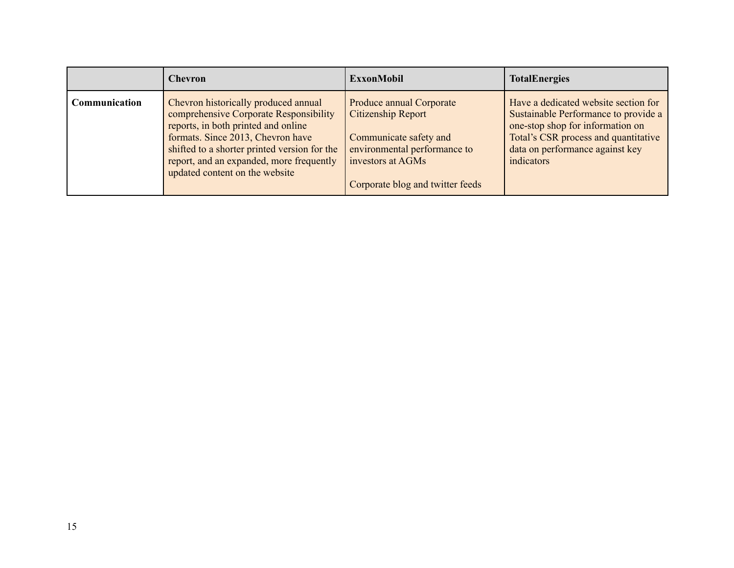| | Chevron | ExxonMobil | TotalEnergies |
|---|---|---|---|
| **Communication** | Chevron historically produced annual comprehensive Corporate Responsibility reports, in both printed and online formats. Since 2013, Chevron have shifted to a shorter printed version for the report, and an expanded, more frequently updated content on the website | Produce annual Corporate Citizenship Report<br><br>Communicate safety and environmental performance to investors at AGMs<br><br>Corporate blog and twitter feeds | Have a dedicated website section for Sustainable Performance to provide a one-stop shop for information on Total's CSR process and quantitative data on performance against key indicators |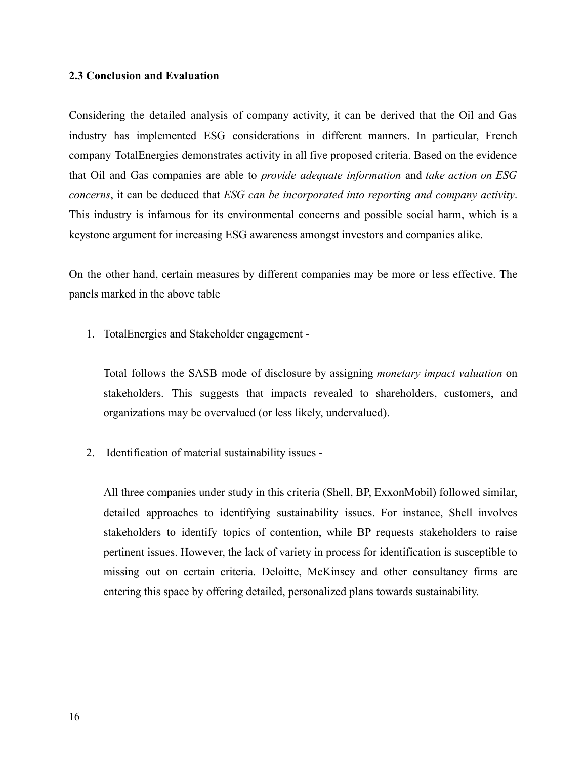### 2.3 Conclusion and Evaluation

Considering the detailed analysis of company activity, it can be derived that the Oil and Gas industry has implemented ESG considerations in different manners. In particular, French company TotalEnergies demonstrates activity in all five proposed criteria. Based on the evidence that Oil and Gas companies are able to *provide adequate information* and *take action on ESG concerns*, it can be deduced that *ESG can be incorporated into reporting and company activity*. This industry is infamous for its environmental concerns and possible social harm, which is a keystone argument for increasing ESG awareness amongst investors and companies alike.

On the other hand, certain measures by different companies may be more or less effective. The panels marked in the above table

1. TotalEnergies and Stakeholder engagement -

   Total follows the SASB mode of disclosure by assigning *monetary impact valuation* on stakeholders. This suggests that impacts revealed to shareholders, customers, and organizations may be overvalued (or less likely, undervalued).

2. Identification of material sustainability issues -

   All three companies under study in this criteria (Shell, BP, ExxonMobil) followed similar, detailed approaches to identifying sustainability issues. For instance, Shell involves stakeholders to identify topics of contention, while BP requests stakeholders to raise pertinent issues. However, the lack of variety in process for identification is susceptible to missing out on certain criteria. Deloitte, McKinsey and other consultancy firms are entering this space by offering detailed, personalized plans towards sustainability.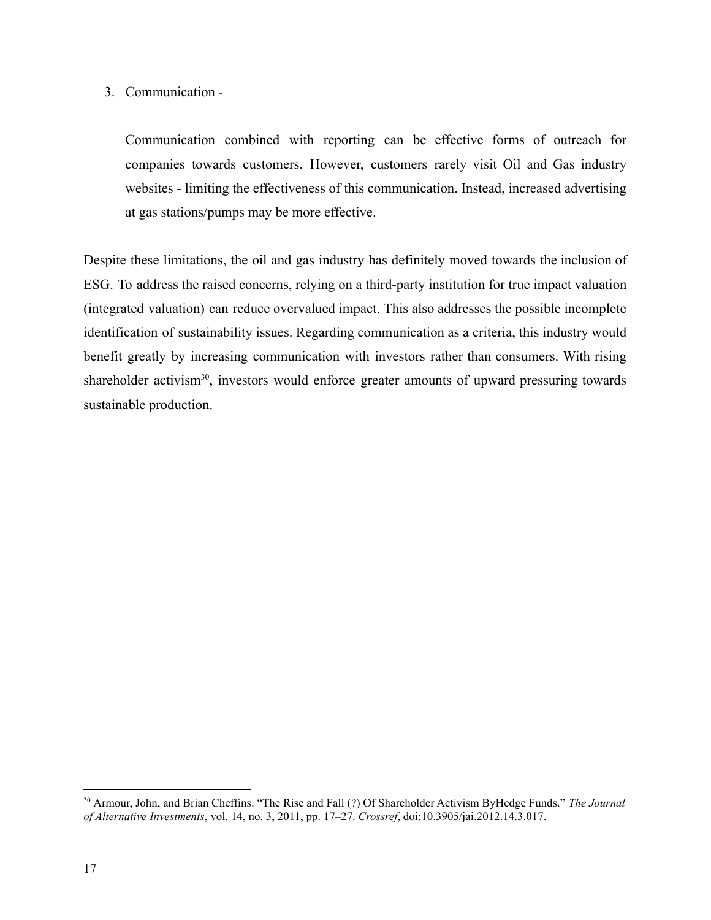3. Communication -

    Communication combined with reporting can be effective forms of outreach for companies towards customers. However, customers rarely visit Oil and Gas industry websites - limiting the effectiveness of this communication. Instead, increased advertising at gas stations/pumps may be more effective.

Despite these limitations, the oil and gas industry has definitely moved towards the inclusion of ESG. To address the raised concerns, relying on a third-party institution for true impact valuation (integrated valuation) can reduce overvalued impact. This also addresses the possible incomplete identification of sustainability issues. Regarding communication as a criteria, this industry would benefit greatly by increasing communication with investors rather than consumers. With rising shareholder activism[30], investors would enforce greater amounts of upward pressuring towards sustainable production.

---

[30] Armour, John, and Brian Cheffins. "The Rise and Fall (?) Of Shareholder Activism ByHedge Funds." *The Journal of Alternative Investments*, vol. 14, no. 3, 2011, pp. 17–27. *Crossref*, doi:10.3905/jai.2012.14.3.017.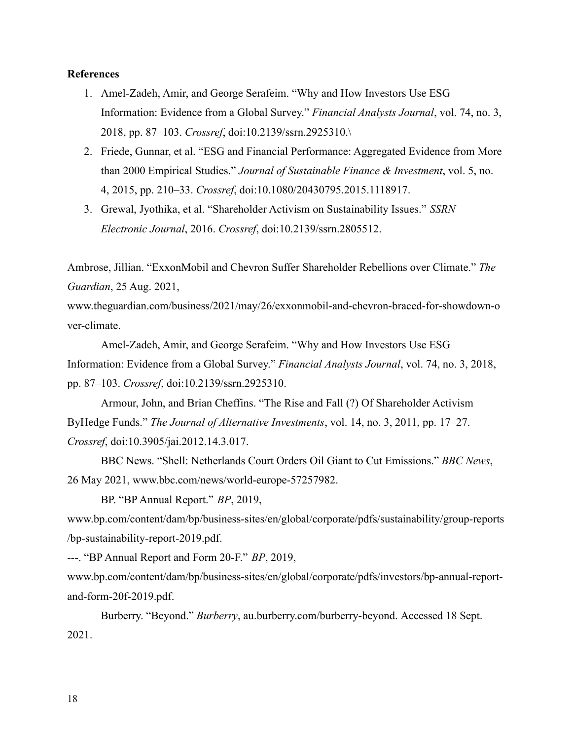**References**

1. Amel-Zadeh, Amir, and George Serafeim. "Why and How Investors Use ESG Information: Evidence from a Global Survey." *Financial Analysts Journal*, vol. 74, no. 3, 2018, pp. 87–103. *Crossref*, doi:10.2139/ssrn.2925310.\
2. Friede, Gunnar, et al. "ESG and Financial Performance: Aggregated Evidence from More than 2000 Empirical Studies." *Journal of Sustainable Finance & Investment*, vol. 5, no. 4, 2015, pp. 210–33. *Crossref*, doi:10.1080/20430795.2015.1118917.
3. Grewal, Jyothika, et al. "Shareholder Activism on Sustainability Issues." *SSRN Electronic Journal*, 2016. *Crossref*, doi:10.2139/ssrn.2805512.

Ambrose, Jillian. "ExxonMobil and Chevron Suffer Shareholder Rebellions over Climate." *The Guardian*, 25 Aug. 2021, www.theguardian.com/business/2021/may/26/exxonmobil-and-chevron-braced-for-showdown-over-climate.

Amel-Zadeh, Amir, and George Serafeim. "Why and How Investors Use ESG Information: Evidence from a Global Survey." *Financial Analysts Journal*, vol. 74, no. 3, 2018, pp. 87–103. *Crossref*, doi:10.2139/ssrn.2925310.

Armour, John, and Brian Cheffins. "The Rise and Fall (?) Of Shareholder Activism ByHedge Funds." *The Journal of Alternative Investments*, vol. 14, no. 3, 2011, pp. 17–27. *Crossref*, doi:10.3905/jai.2012.14.3.017.

BBC News. "Shell: Netherlands Court Orders Oil Giant to Cut Emissions." *BBC News*, 26 May 2021, www.bbc.com/news/world-europe-57257982.

BP. "BP Annual Report." *BP*, 2019, www.bp.com/content/dam/bp/business-sites/en/global/corporate/pdfs/sustainability/group-reports/bp-sustainability-report-2019.pdf.

---. "BP Annual Report and Form 20-F." *BP*, 2019, www.bp.com/content/dam/bp/business-sites/en/global/corporate/pdfs/investors/bp-annual-report-and-form-20f-2019.pdf.

Burberry. "Beyond." *Burberry*, au.burberry.com/burberry-beyond. Accessed 18 Sept. 2021.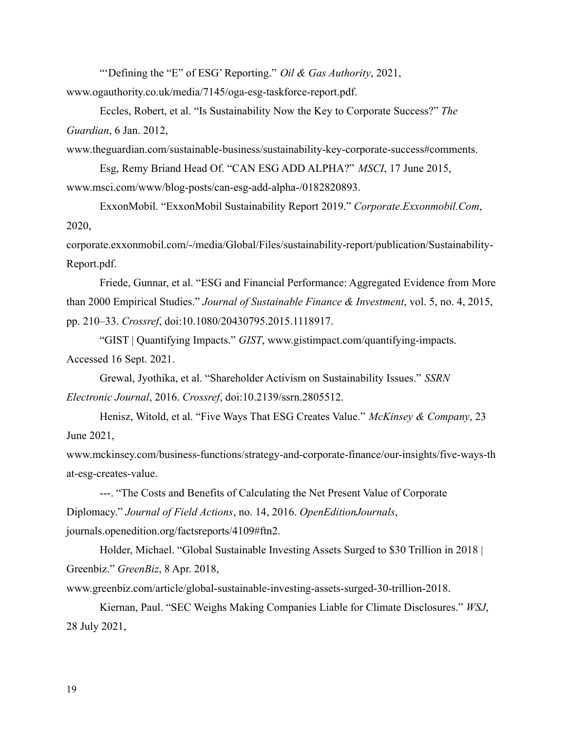"'Defining the "E" of ESG' Reporting." *Oil & Gas Authority*, 2021, www.ogauthority.co.uk/media/7145/oga-esg-taskforce-report.pdf.

Eccles, Robert, et al. "Is Sustainability Now the Key to Corporate Success?" *The Guardian*, 6 Jan. 2012, www.theguardian.com/sustainable-business/sustainability-key-corporate-success#comments.

Esg, Remy Briand Head Of. "CAN ESG ADD ALPHA?" *MSCI*, 17 June 2015, www.msci.com/www/blog-posts/can-esg-add-alpha-/0182820893.

ExxonMobil. "ExxonMobil Sustainability Report 2019." *Corporate.Exxonmobil.Com*, 2020, corporate.exxonmobil.com/-/media/Global/Files/sustainability-report/publication/Sustainability-Report.pdf.

Friede, Gunnar, et al. "ESG and Financial Performance: Aggregated Evidence from More than 2000 Empirical Studies." *Journal of Sustainable Finance & Investment*, vol. 5, no. 4, 2015, pp. 210–33. *Crossref*, doi:10.1080/20430795.2015.1118917.

"GIST | Quantifying Impacts." *GIST*, www.gistimpact.com/quantifying-impacts. Accessed 16 Sept. 2021.

Grewal, Jyothika, et al. "Shareholder Activism on Sustainability Issues." *SSRN Electronic Journal*, 2016. *Crossref*, doi:10.2139/ssrn.2805512.

Henisz, Witold, et al. "Five Ways That ESG Creates Value." *McKinsey & Company*, 23 June 2021, www.mckinsey.com/business-functions/strategy-and-corporate-finance/our-insights/five-ways-that-esg-creates-value.

---. "The Costs and Benefits of Calculating the Net Present Value of Corporate Diplomacy." *Journal of Field Actions*, no. 14, 2016. *OpenEditionJournals*, journals.openedition.org/factsreports/4109#ftn2.

Holder, Michael. "Global Sustainable Investing Assets Surged to $30 Trillion in 2018 | Greenbiz." *GreenBiz*, 8 Apr. 2018, www.greenbiz.com/article/global-sustainable-investing-assets-surged-30-trillion-2018.

Kiernan, Paul. "SEC Weighs Making Companies Liable for Climate Disclosures." *WSJ*, 28 July 2021,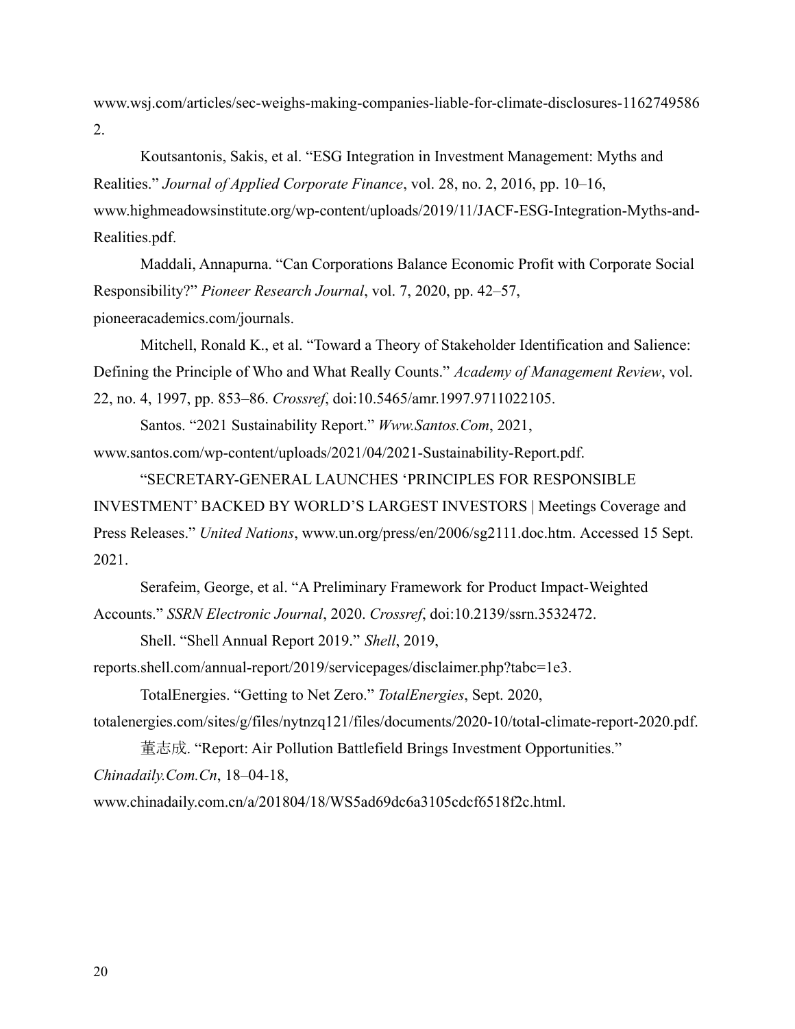www.wsj.com/articles/sec-weighs-making-companies-liable-for-climate-disclosures-11627495862.

Koutsantonis, Sakis, et al. "ESG Integration in Investment Management: Myths and Realities." *Journal of Applied Corporate Finance*, vol. 28, no. 2, 2016, pp. 10–16, www.highmeadowsinstitute.org/wp-content/uploads/2019/11/JACF-ESG-Integration-Myths-and-Realities.pdf.

Maddali, Annapurna. "Can Corporations Balance Economic Profit with Corporate Social Responsibility?" *Pioneer Research Journal*, vol. 7, 2020, pp. 42–57, pioneeracademics.com/journals.

Mitchell, Ronald K., et al. "Toward a Theory of Stakeholder Identification and Salience: Defining the Principle of Who and What Really Counts." *Academy of Management Review*, vol. 22, no. 4, 1997, pp. 853–86. *Crossref*, doi:10.5465/amr.1997.9711022105.

Santos. "2021 Sustainability Report." *Www.Santos.Com*, 2021, www.santos.com/wp-content/uploads/2021/04/2021-Sustainability-Report.pdf.

"SECRETARY-GENERAL LAUNCHES 'PRINCIPLES FOR RESPONSIBLE INVESTMENT' BACKED BY WORLD'S LARGEST INVESTORS | Meetings Coverage and Press Releases." *United Nations*, www.un.org/press/en/2006/sg2111.doc.htm. Accessed 15 Sept. 2021.

Serafeim, George, et al. "A Preliminary Framework for Product Impact-Weighted Accounts." *SSRN Electronic Journal*, 2020. *Crossref*, doi:10.2139/ssrn.3532472.

Shell. "Shell Annual Report 2019." *Shell*, 2019, reports.shell.com/annual-report/2019/servicepages/disclaimer.php?tabc=1e3.

TotalEnergies. "Getting to Net Zero." *TotalEnergies*, Sept. 2020, totalenergies.com/sites/g/files/nytnzq121/files/documents/2020-10/total-climate-report-2020.pdf.

董志成. "Report: Air Pollution Battlefield Brings Investment Opportunities." *Chinadaily.Com.Cn*, 18–04-18, www.chinadaily.com.cn/a/201804/18/WS5ad69dc6a3105cdcf6518f2c.html.